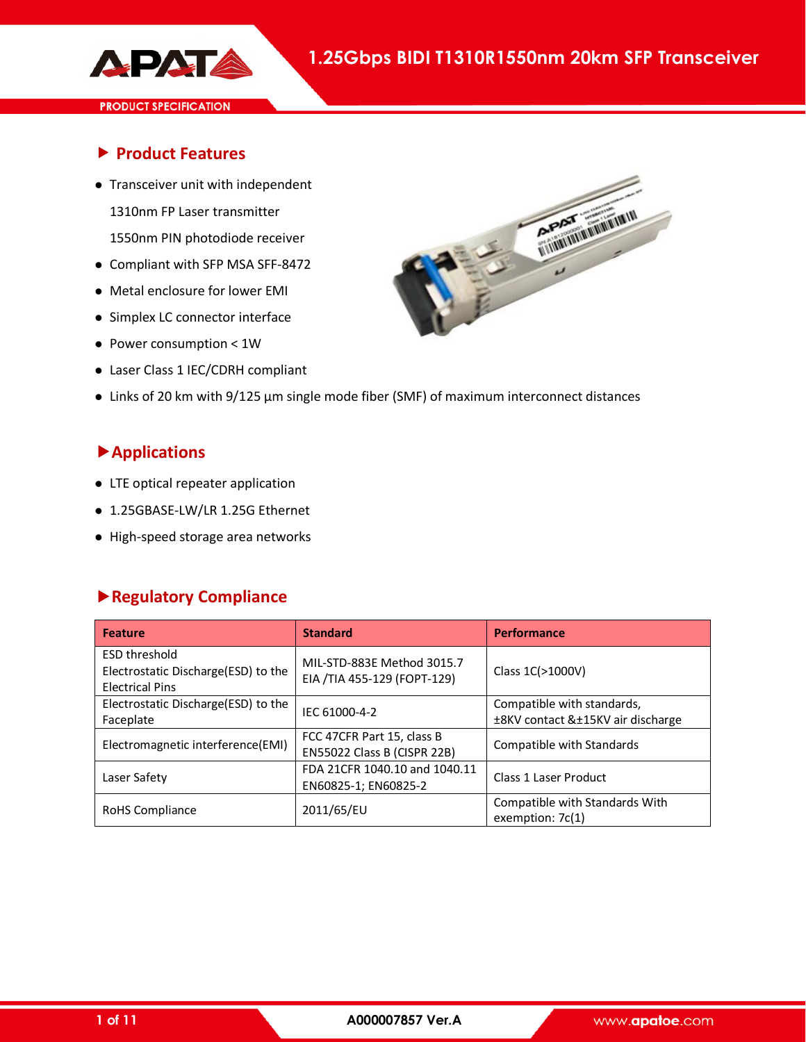# 1.25Gbps BIDI T1310R1550nm 20km SFP Transceiver

PRODUCT SPECIFICATION

## ▶ Product Features

- Transceiver unit with independent
  1310nm FP Laser transmitter
  1550nm PIN photodiode receiver
- Compliant with SFP MSA SFF-8472
- Metal enclosure for lower EMI
- Simplex LC connector interface
- Power consumption < 1W
- Laser Class 1 IEC/CDRH compliant
- Links of 20 km with 9/125 µm single mode fiber (SMF) of maximum interconnect distances

## ▶ Applications

- LTE optical repeater application
- 1.25GBASE-LW/LR 1.25G Ethernet
- High-speed storage area networks

## ▶ Regulatory Compliance

| Feature | Standard | Performance |
|---|---|---|
| ESD threshold Electrostatic Discharge(ESD) to the Electrical Pins | MIL-STD-883E Method 3015.7 EIA /TIA 455-129 (FOPT-129) | Class 1C(>1000V) |
| Electrostatic Discharge(ESD) to the Faceplate | IEC 61000-4-2 | Compatible with standards, ±8KV contact &±15KV air discharge |
| Electromagnetic interference(EMI) | FCC 47CFR Part 15, class B EN55022 Class B (CISPR 22B) | Compatible with Standards |
| Laser Safety | FDA 21CFR 1040.10 and 1040.11 EN60825-1; EN60825-2 | Class 1 Laser Product |
| RoHS Compliance | 2011/65/EU | Compatible with Standards With exemption: 7c(1) |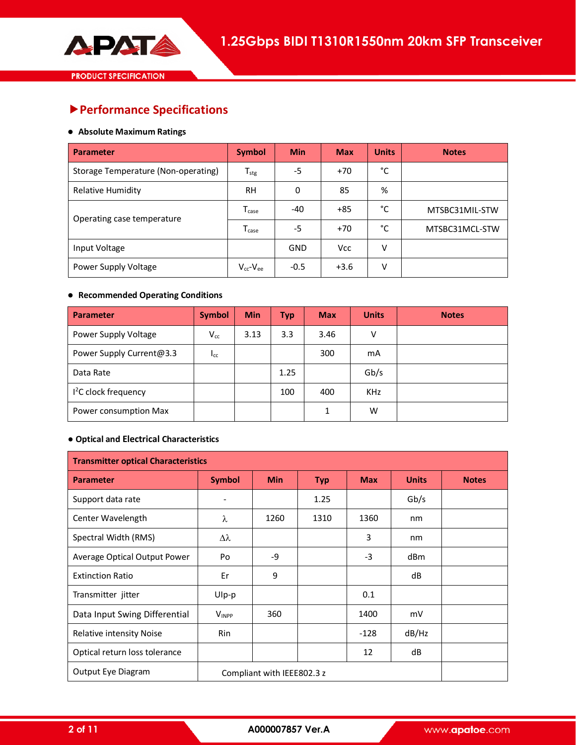## ▶Performance Specifications

- **Absolute Maximum Ratings**

| Parameter | Symbol | Min | Max | Units | Notes |
|---|---|---|---|---|---|
| Storage Temperature (Non-operating) | $T_{stg}$ | -5 | +70 | °C | |
| Relative Humidity | RH | 0 | 85 | % | |
| Operating case temperature | $T_{case}$ | -40 | +85 | °C | MTSBC31MIL-STW |
| | $T_{case}$ | -5 | +70 | °C | MTSBC31MCL-STW |
| Input Voltage | | GND | Vcc | V | |
| Power Supply Voltage | $V_{cc}$-$V_{ee}$ | -0.5 | +3.6 | V | |

- **Recommended Operating Conditions**

| Parameter | Symbol | Min | Typ | Max | Units | Notes |
|---|---|---|---|---|---|---|
| Power Supply Voltage | $V_{cc}$ | 3.13 | 3.3 | 3.46 | V | |
| Power Supply Current@3.3 | $I_{cc}$ | | | 300 | mA | |
| Data Rate | | | 1.25 | | Gb/s | |
| $I^2C$ clock frequency | | | 100 | 400 | KHz | |
| Power consumption Max | | | | 1 | W | |

- **Optical and Electrical Characteristics**

| Transmitter optical Characteristics | | | | | | |
|---|---|---|---|---|---|---|
| **Parameter** | **Symbol** | **Min** | **Typ** | **Max** | **Units** | **Notes** |
| Support data rate | - | | 1.25 | | Gb/s | |
| Center Wavelength | λ | 1260 | 1310 | 1360 | nm | |
| Spectral Width (RMS) | Δλ | | | 3 | nm | |
| Average Optical Output Power | Po | -9 | | -3 | dBm | |
| Extinction Ratio | Er | 9 | | | dB | |
| Transmitter jitter | UIp-p | | | 0.1 | | |
| Data Input Swing Differential | $V_{INPP}$ | 360 | | 1400 | mV | |
| Relative intensity Noise | Rin | | | -128 | dB/Hz | |
| Optical return loss tolerance | | | | 12 | dB | |
| Output Eye Diagram | Compliant with IEEE802.3 z | | | | | |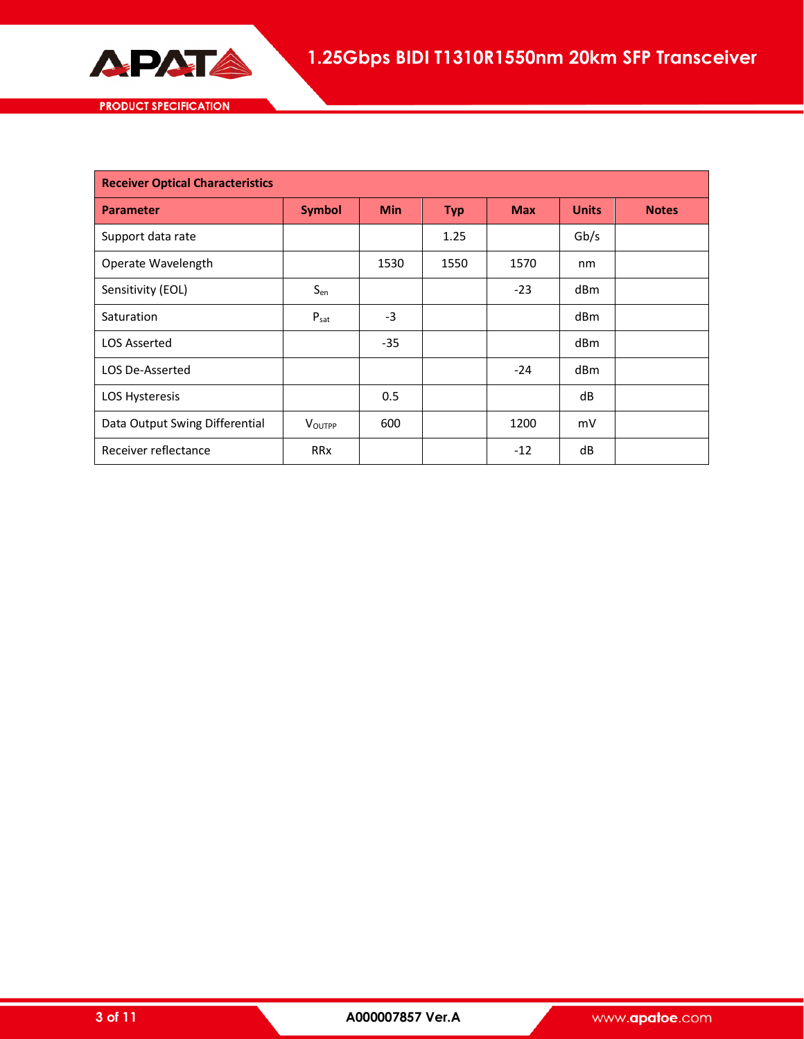| Receiver Optical Characteristics | | | | | | |
|---|---|---|---|---|---|---|
| **Parameter** | **Symbol** | **Min** | **Typ** | **Max** | **Units** | **Notes** |
| Support data rate | | | 1.25 | | Gb/s | |
| Operate Wavelength | | 1530 | 1550 | 1570 | nm | |
| Sensitivity (EOL) | $S_{en}$ | | | -23 | dBm | |
| Saturation | $P_{sat}$ | -3 | | | dBm | |
| LOS Asserted | | -35 | | | dBm | |
| LOS De-Asserted | | | | -24 | dBm | |
| LOS Hysteresis | | 0.5 | | | dB | |
| Data Output Swing Differential | $V_{OUTPP}$ | 600 | | 1200 | mV | |
| Receiver reflectance | RRx | | | -12 | dB | |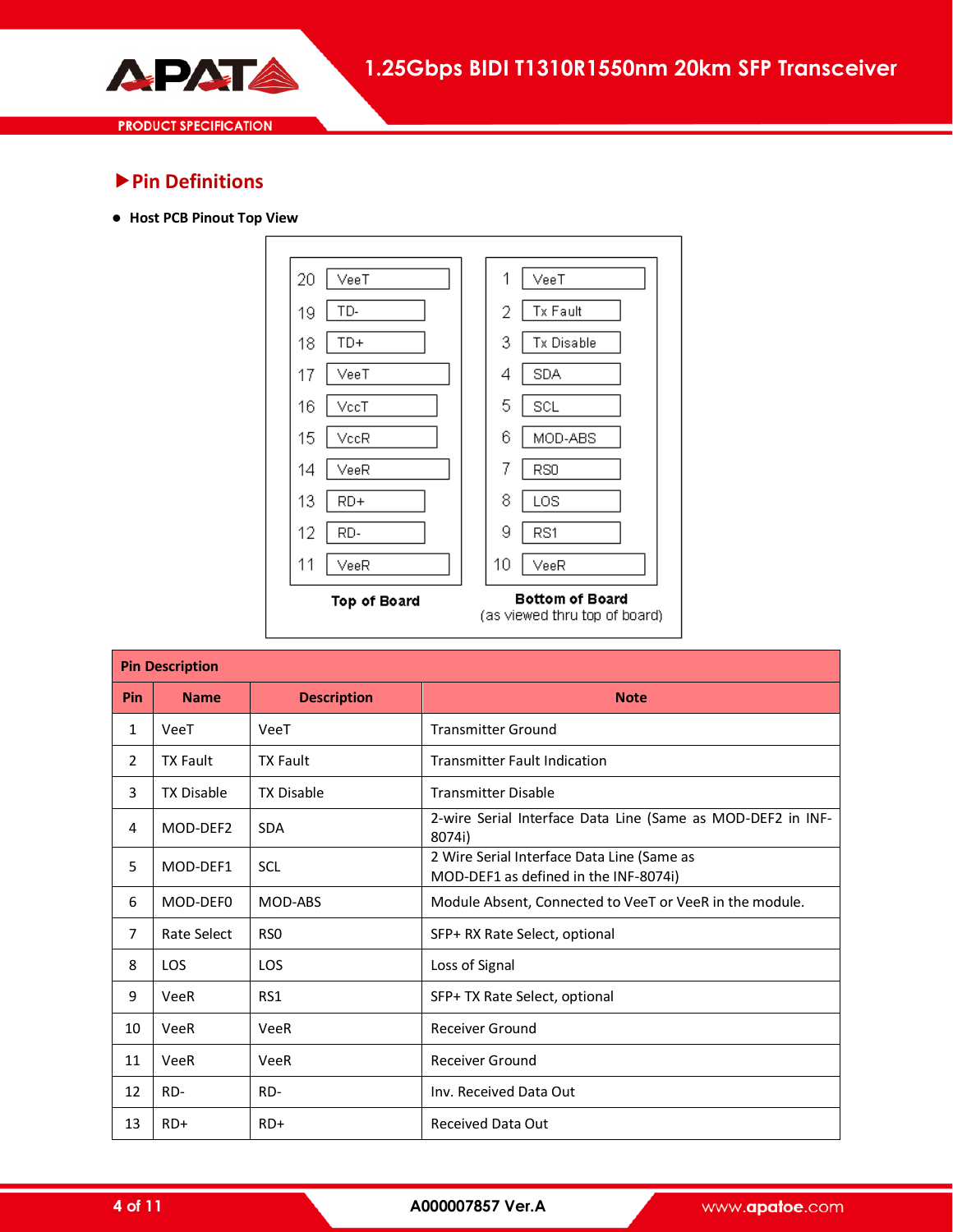## ▶Pin Definitions

- **Host PCB Pinout Top View**

| Pin | Top of Board | Pin | Bottom of Board (as viewed thru top of board) |
|---|---|---|---|
| 20 | VeeT | 1 | VeeT |
| 19 | TD- | 2 | Tx Fault |
| 18 | TD+ | 3 | Tx Disable |
| 17 | VeeT | 4 | SDA |
| 16 | VccT | 5 | SCL |
| 15 | VccR | 6 | MOD-ABS |
| 14 | VeeR | 7 | RS0 |
| 13 | RD+ | 8 | LOS |
| 12 | RD- | 9 | RS1 |
| 11 | VeeR | 10 | VeeR |

**Pin Description**

| Pin | Name | Description | Note |
|---|---|---|---|
| 1 | VeeT | VeeT | Transmitter Ground |
| 2 | TX Fault | TX Fault | Transmitter Fault Indication |
| 3 | TX Disable | TX Disable | Transmitter Disable |
| 4 | MOD-DEF2 | SDA | 2-wire Serial Interface Data Line (Same as MOD-DEF2 in INF-8074i) |
| 5 | MOD-DEF1 | SCL | 2 Wire Serial Interface Data Line (Same as MOD-DEF1 as defined in the INF-8074i) |
| 6 | MOD-DEF0 | MOD-ABS | Module Absent, Connected to VeeT or VeeR in the module. |
| 7 | Rate Select | RS0 | SFP+ RX Rate Select, optional |
| 8 | LOS | LOS | Loss of Signal |
| 9 | VeeR | RS1 | SFP+ TX Rate Select, optional |
| 10 | VeeR | VeeR | Receiver Ground |
| 11 | VeeR | VeeR | Receiver Ground |
| 12 | RD- | RD- | Inv. Received Data Out |
| 13 | RD+ | RD+ | Received Data Out |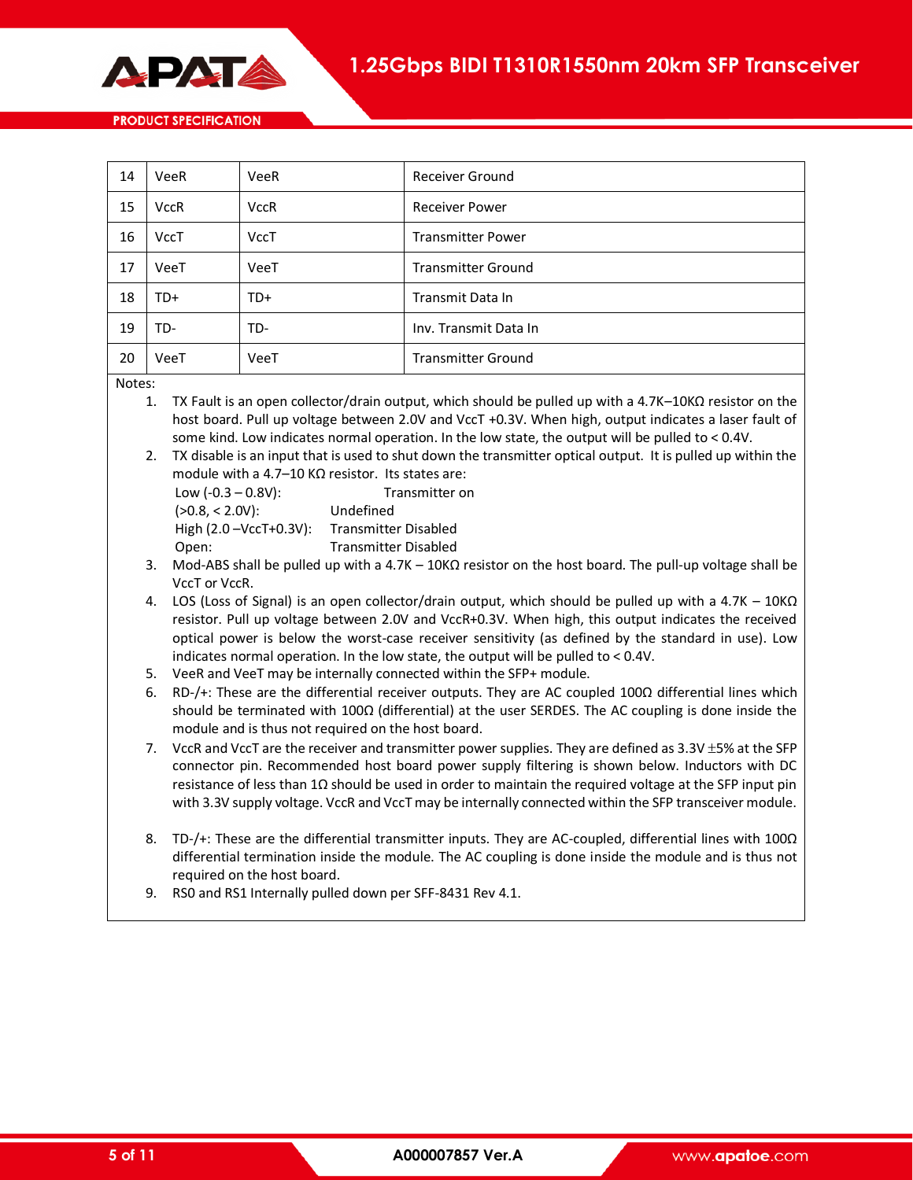| 14 | VeeR | VeeR | Receiver Ground |
|---|---|---|---|
| 15 | VccR | VccR | Receiver Power |
| 16 | VccT | VccT | Transmitter Power |
| 17 | VeeT | VeeT | Transmitter Ground |
| 18 | TD+ | TD+ | Transmit Data In |
| 19 | TD- | TD- | Inv. Transmit Data In |
| 20 | VeeT | VeeT | Transmitter Ground |

Notes:

1. TX Fault is an open collector/drain output, which should be pulled up with a 4.7K–10KΩ resistor on the host board. Pull up voltage between 2.0V and VccT +0.3V. When high, output indicates a laser fault of some kind. Low indicates normal operation. In the low state, the output will be pulled to < 0.4V.
2. TX disable is an input that is used to shut down the transmitter optical output. It is pulled up within the module with a 4.7–10 KΩ resistor. Its states are:
   Low (-0.3 – 0.8V): Transmitter on
   (>0.8, < 2.0V): Undefined
   High (2.0 –VccT+0.3V): Transmitter Disabled
   Open: Transmitter Disabled
3. Mod-ABS shall be pulled up with a 4.7K – 10KΩ resistor on the host board. The pull-up voltage shall be VccT or VccR.
4. LOS (Loss of Signal) is an open collector/drain output, which should be pulled up with a 4.7K – 10KΩ resistor. Pull up voltage between 2.0V and VccR+0.3V. When high, this output indicates the received optical power is below the worst-case receiver sensitivity (as defined by the standard in use). Low indicates normal operation. In the low state, the output will be pulled to < 0.4V.
5. VeeR and VeeT may be internally connected within the SFP+ module.
6. RD-/+: These are the differential receiver outputs. They are AC coupled 100Ω differential lines which should be terminated with 100Ω (differential) at the user SERDES. The AC coupling is done inside the module and is thus not required on the host board.
7. VccR and VccT are the receiver and transmitter power supplies. They are defined as 3.3V ±5% at the SFP connector pin. Recommended host board power supply filtering is shown below. Inductors with DC resistance of less than 1Ω should be used in order to maintain the required voltage at the SFP input pin with 3.3V supply voltage. VccR and VccT may be internally connected within the SFP transceiver module.
8. TD-/+: These are the differential transmitter inputs. They are AC-coupled, differential lines with 100Ω differential termination inside the module. The AC coupling is done inside the module and is thus not required on the host board.
9. RS0 and RS1 Internally pulled down per SFF-8431 Rev 4.1.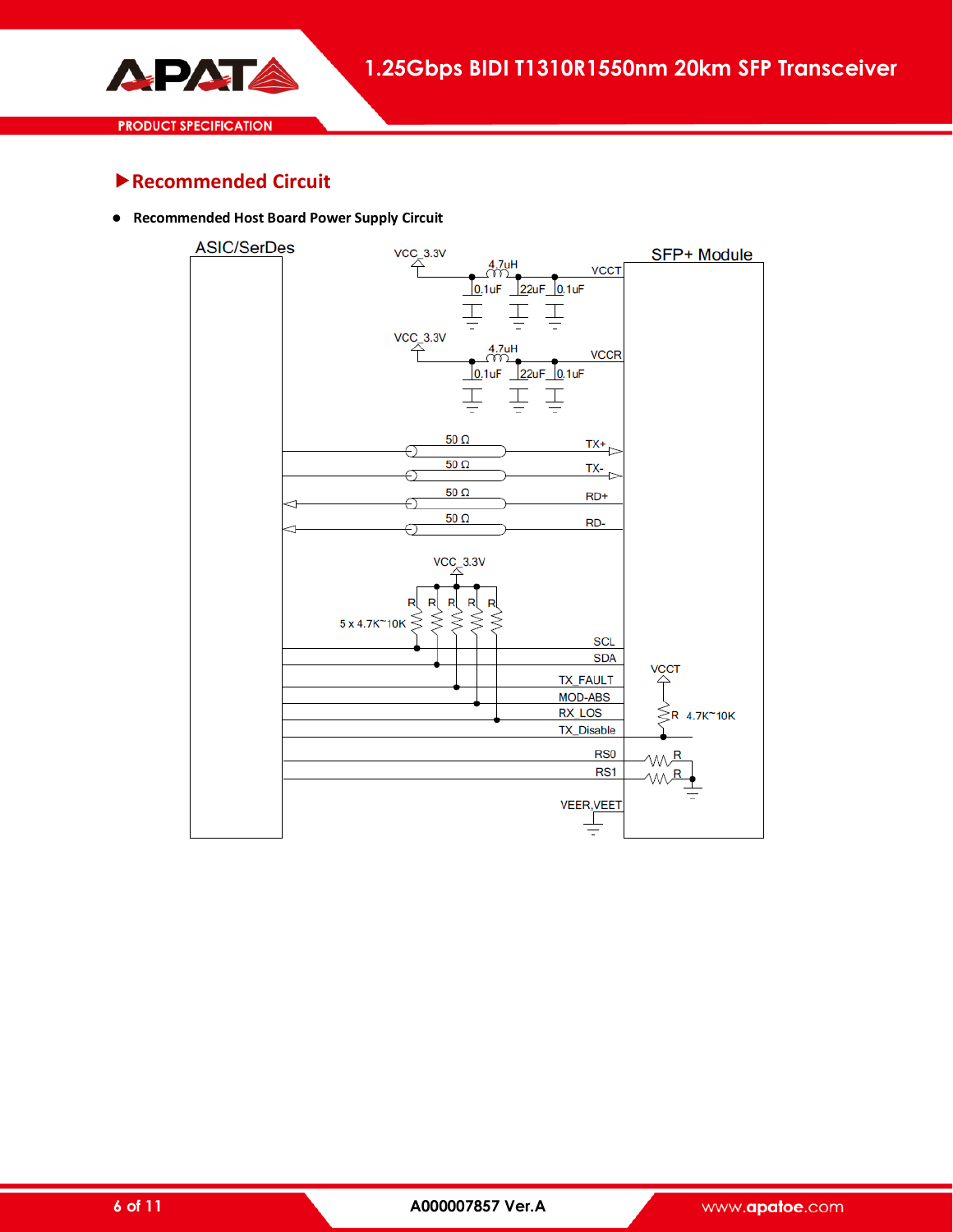## Recommended Circuit

- **Recommended Host Board Power Supply Circuit**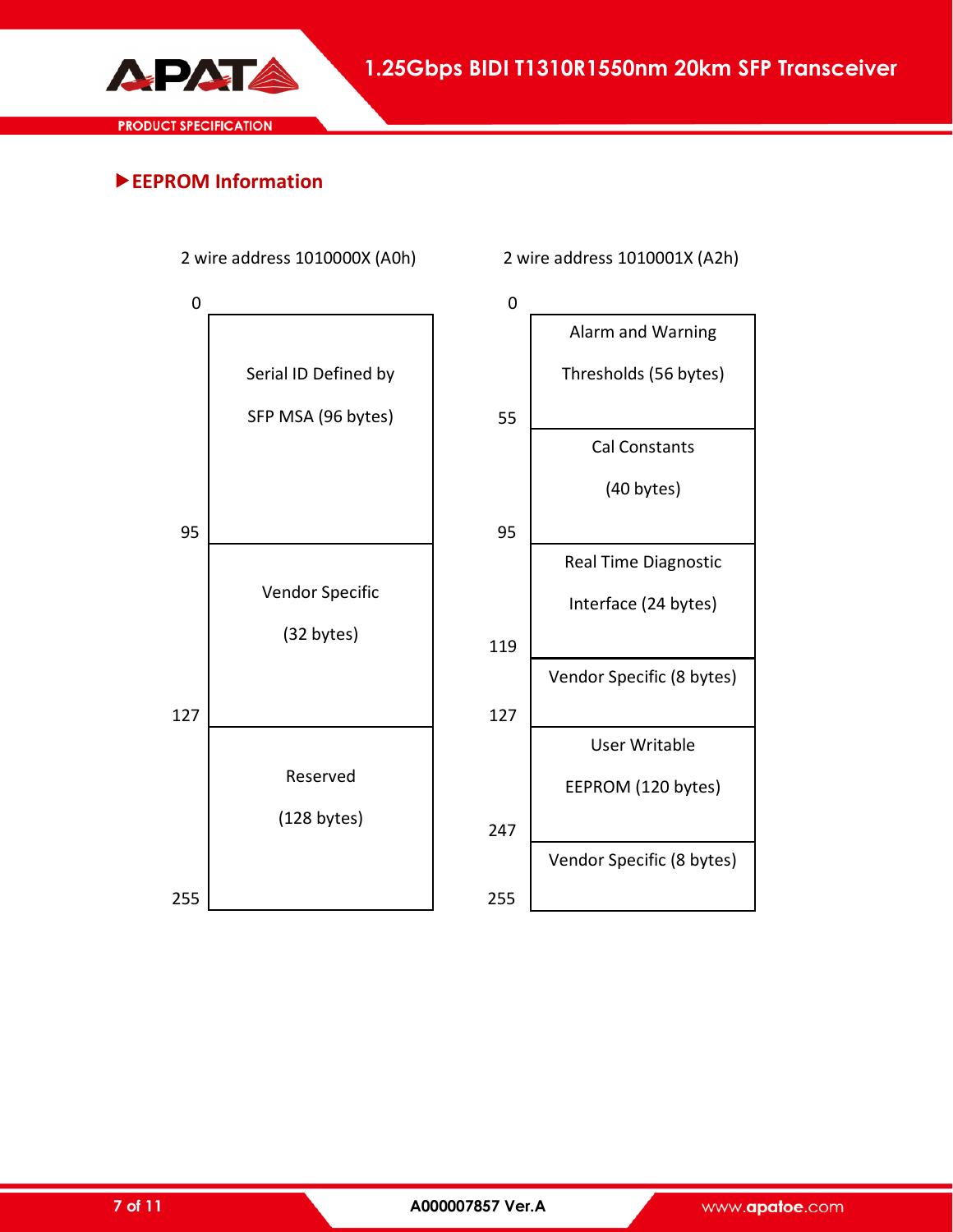## ▶EEPROM Information

| 2 wire address 1010000X (A0h) | | 2 wire address 1010001X (A2h) | |
|---|---|---|---|
| 0–95 | Serial ID Defined by SFP MSA (96 bytes) | 0–55 | Alarm and Warning Thresholds (56 bytes) |
| | | 55–95 | Cal Constants (40 bytes) |
| 95–127 | Vendor Specific (32 bytes) | 95–119 | Real Time Diagnostic Interface (24 bytes) |
| | | 119–127 | Vendor Specific (8 bytes) |
| 127–255 | Reserved (128 bytes) | 127–247 | User Writable EEPROM (120 bytes) |
| | | 247–255 | Vendor Specific (8 bytes) |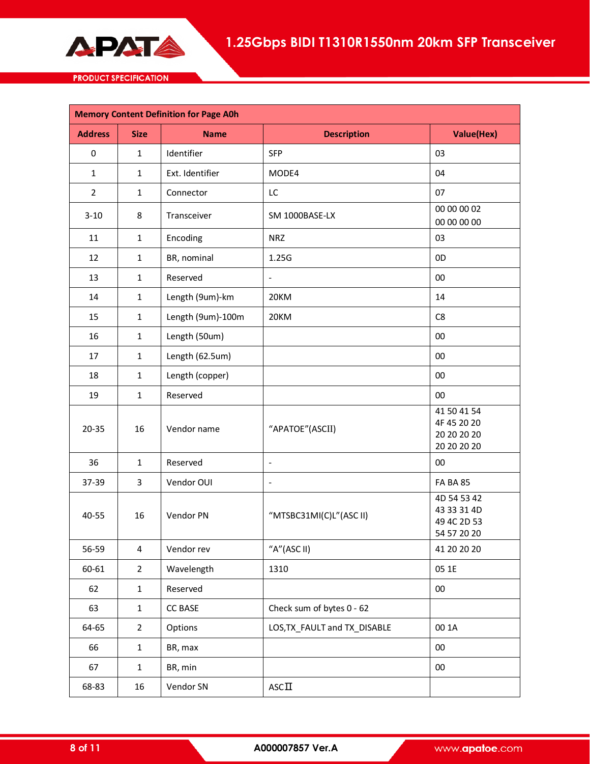| Memory Content Definition for Page A0h | | | | |
|---|---|---|---|---|
| **Address** | **Size** | **Name** | **Description** | **Value(Hex)** |
| 0 | 1 | Identifier | SFP | 03 |
| 1 | 1 | Ext. Identifier | MODE4 | 04 |
| 2 | 1 | Connector | LC | 07 |
| 3-10 | 8 | Transceiver | SM 1000BASE-LX | 00 00 00 02<br>00 00 00 00 |
| 11 | 1 | Encoding | NRZ | 03 |
| 12 | 1 | BR, nominal | 1.25G | 0D |
| 13 | 1 | Reserved | - | 00 |
| 14 | 1 | Length (9um)-km | 20KM | 14 |
| 15 | 1 | Length (9um)-100m | 20KM | C8 |
| 16 | 1 | Length (50um) | | 00 |
| 17 | 1 | Length (62.5um) | | 00 |
| 18 | 1 | Length (copper) | | 00 |
| 19 | 1 | Reserved | | 00 |
| 20-35 | 16 | Vendor name | "APATOE"(ASCII) | 41 50 41 54<br>4F 45 20 20<br>20 20 20 20<br>20 20 20 20 |
| 36 | 1 | Reserved | - | 00 |
| 37-39 | 3 | Vendor OUI | - | FA BA 85 |
| 40-55 | 16 | Vendor PN | "MTSBC31MI(C)L"(ASC II) | 4D 54 53 42<br>43 33 31 4D<br>49 4C 2D 53<br>54 57 20 20 |
| 56-59 | 4 | Vendor rev | "A"(ASC II) | 41 20 20 20 |
| 60-61 | 2 | Wavelength | 1310 | 05 1E |
| 62 | 1 | Reserved | | 00 |
| 63 | 1 | CC BASE | Check sum of bytes 0 - 62 | |
| 64-65 | 2 | Options | LOS,TX_FAULT and TX_DISABLE | 00 1A |
| 66 | 1 | BR, max | | 00 |
| 67 | 1 | BR, min | | 00 |
| 68-83 | 16 | Vendor SN | ASCⅡ | |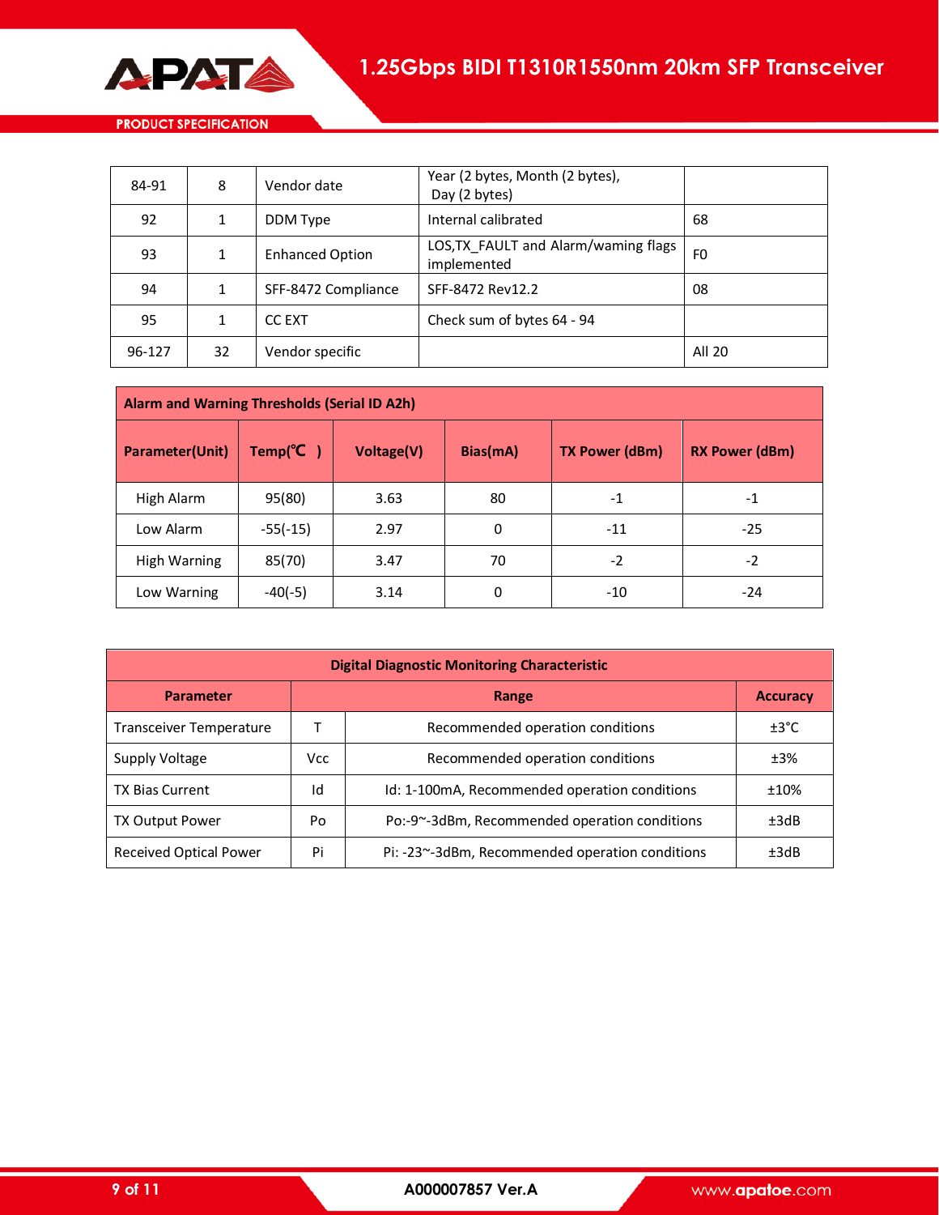| 84-91 | 8 | Vendor date | Year (2 bytes, Month (2 bytes), Day (2 bytes) | |
|---|---|---|---|---|
| 92 | 1 | DDM Type | Internal calibrated | 68 |
| 93 | 1 | Enhanced Option | LOS,TX_FAULT and Alarm/waming flags implemented | F0 |
| 94 | 1 | SFF-8472 Compliance | SFF-8472 Rev12.2 | 08 |
| 95 | 1 | CC EXT | Check sum of bytes 64 - 94 | |
| 96-127 | 32 | Vendor specific | | All 20 |

| Alarm and Warning Thresholds (Serial ID A2h) | | | | | |
|---|---|---|---|---|---|
| **Parameter(Unit)** | **Temp(℃ )** | **Voltage(V)** | **Bias(mA)** | **TX Power (dBm)** | **RX Power (dBm)** |
| High Alarm | 95(80) | 3.63 | 80 | -1 | -1 |
| Low Alarm | -55(-15) | 2.97 | 0 | -11 | -25 |
| High Warning | 85(70) | 3.47 | 70 | -2 | -2 |
| Low Warning | -40(-5) | 3.14 | 0 | -10 | -24 |

| Digital Diagnostic Monitoring Characteristic | | | |
|---|---|---|---|
| **Parameter** | **Range** | | **Accuracy** |
| Transceiver Temperature | T | Recommended operation conditions | ±3°C |
| Supply Voltage | Vcc | Recommended operation conditions | ±3% |
| TX Bias Current | Id | Id: 1-100mA, Recommended operation conditions | ±10% |
| TX Output Power | Po | Po:-9~-3dBm, Recommended operation conditions | ±3dB |
| Received Optical Power | Pi | Pi: -23~-3dBm, Recommended operation conditions | ±3dB |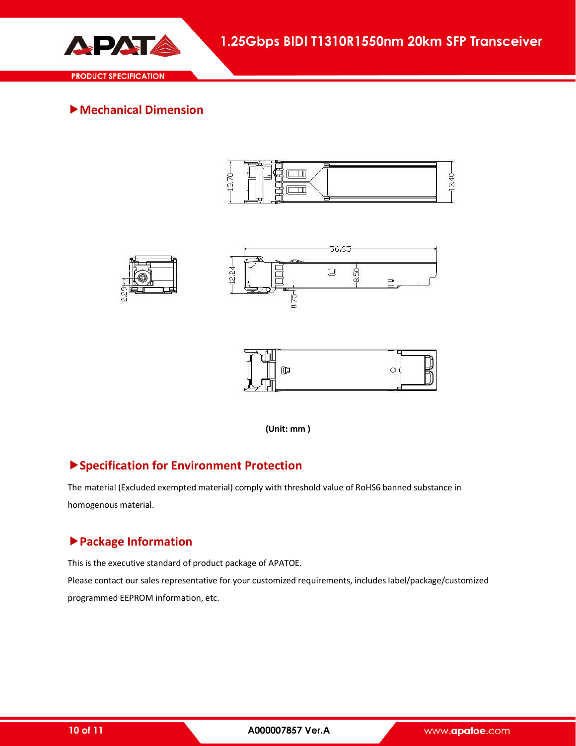## Mechanical Dimension

(Unit: mm )

## Specification for Environment Protection

The material (Excluded exempted material) comply with threshold value of RoHS6 banned substance in homogenous material.

## Package Information

This is the executive standard of product package of APATOE.

Please contact our sales representative for your customized requirements, includes label/package/customized programmed EEPROM information, etc.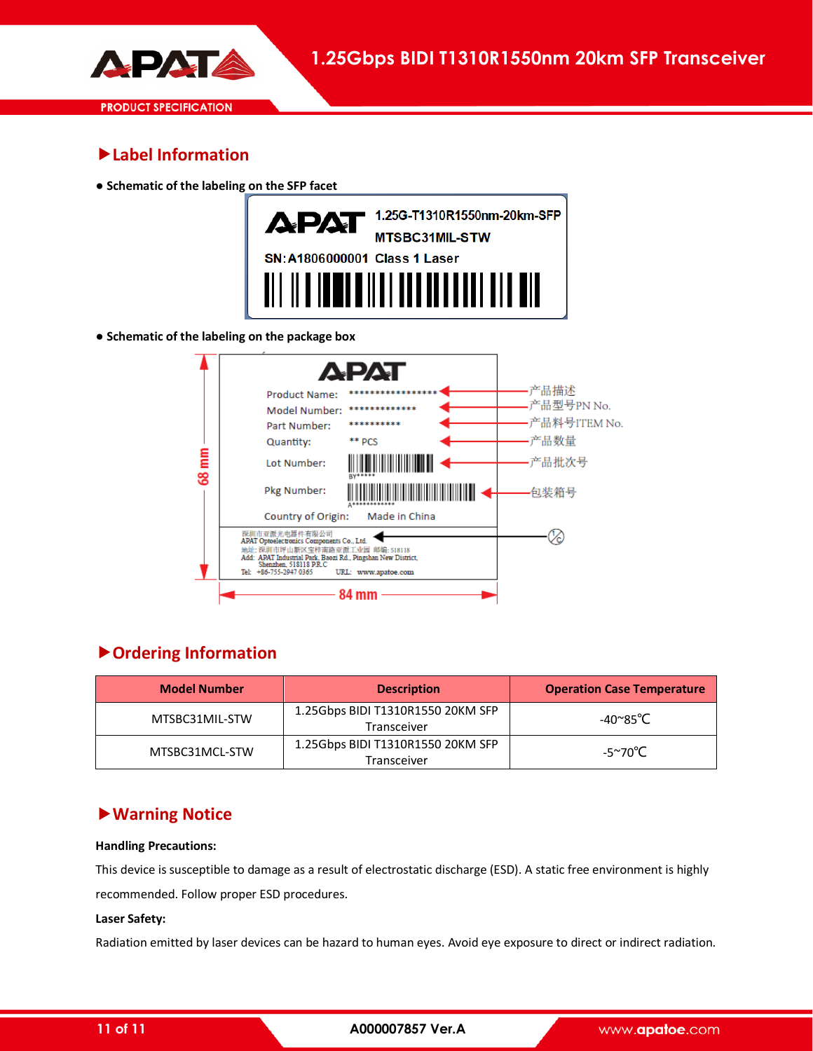## ▶Label Information

● Schematic of the labeling on the SFP facet

APAT 1.25G-T1310R1550nm-20km-SFP
MTSBC31MIL-STW
SN:A1806000001 Class 1 Laser

● Schematic of the labeling on the package box

APAT

Product Name: ****************** — 产品描述
Model Number: ************* — 产品型号PN No.
Part Number: *********** — 产品料号ITEM No.
Quantity: ** PCS — 产品数量
Lot Number: BY***** — 产品批次号
Pkg Number: A************ — 包装箱号
Country of Origin: Made in China

深圳市亚派光电器件有限公司
APAT Optoelectronics Components Co., Ltd.
地址: 深圳市坪山新区宝梓南路亚派工业园 邮编: 518118
Add: APAT Industrial Park, Baozi Rd., Pingshan New District, Shenzhen, 518118 P.R.C
Tel: +86-755-2947 0365 URL: www.apatoe.com

68 mm

84 mm

## ▶Ordering Information

| Model Number | Description | Operation Case Temperature |
|---|---|---|
| MTSBC31MIL-STW | 1.25Gbps BIDI T1310R1550 20KM SFP Transceiver | -40~85℃ |
| MTSBC31MCL-STW | 1.25Gbps BIDI T1310R1550 20KM SFP Transceiver | -5~70℃ |

## ▶Warning Notice

**Handling Precautions:**

This device is susceptible to damage as a result of electrostatic discharge (ESD). A static free environment is highly recommended. Follow proper ESD procedures.

**Laser Safety:**

Radiation emitted by laser devices can be hazard to human eyes. Avoid eye exposure to direct or indirect radiation.